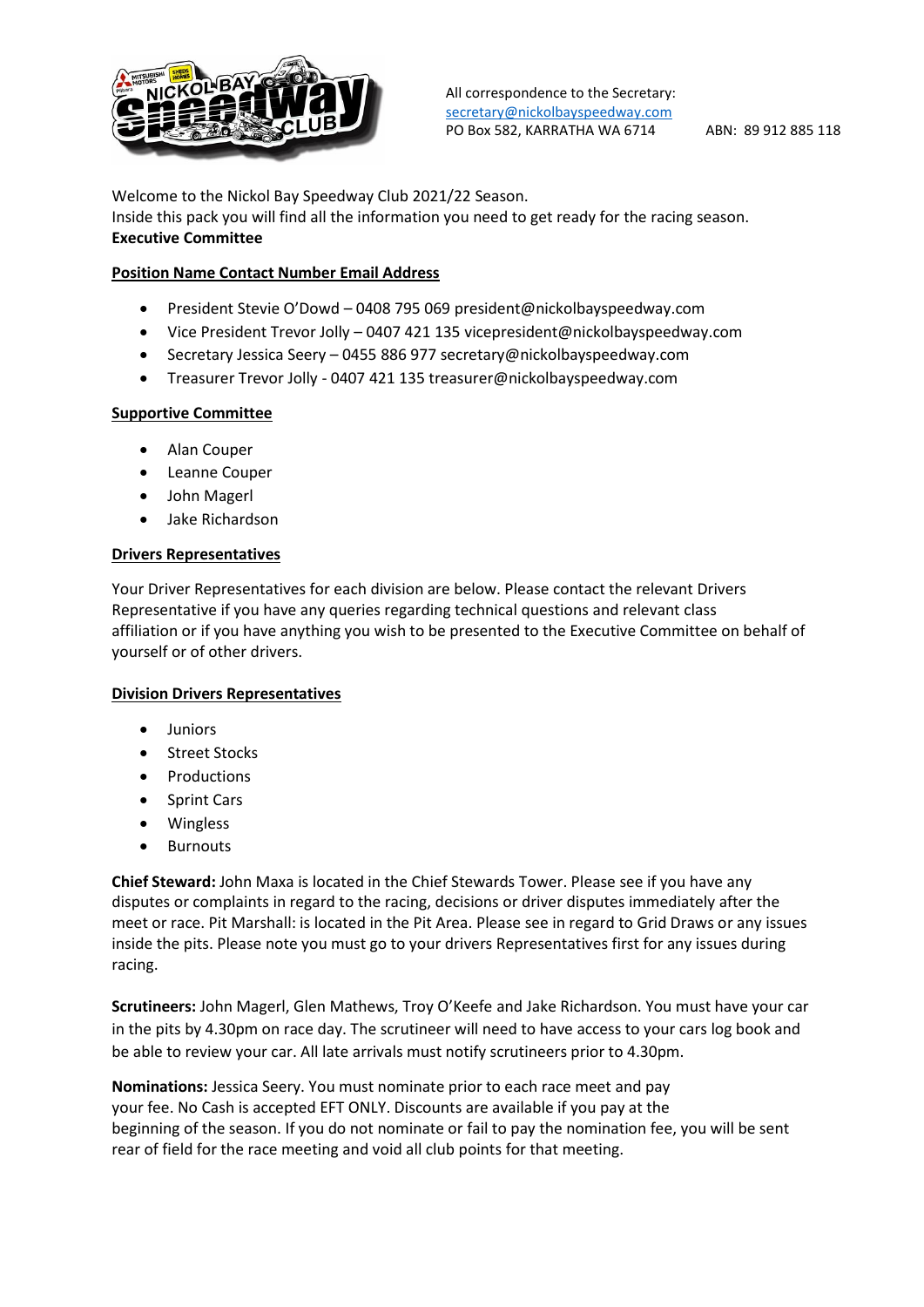All correspondence to the Secretary:
secretary@nickolbayspeedway.com
PO Box 582, KARRATHA WA 6714 ABN: 89 912 885 118

Welcome to the Nickol Bay Speedway Club 2021/22 Season.
Inside this pack you will find all the information you need to get ready for the racing season.
**Executive Committee**

**Position Name Contact Number Email Address**

- President Stevie O'Dowd – 0408 795 069 president@nickolbayspeedway.com
- Vice President Trevor Jolly – 0407 421 135 vicepresident@nickolbayspeedway.com
- Secretary Jessica Seery – 0455 886 977 secretary@nickolbayspeedway.com
- Treasurer Trevor Jolly - 0407 421 135 treasurer@nickolbayspeedway.com

**Supportive Committee**

- Alan Couper
- Leanne Couper
- John Magerl
- Jake Richardson

**Drivers Representatives**

Your Driver Representatives for each division are below. Please contact the relevant Drivers Representative if you have any queries regarding technical questions and relevant class affiliation or if you have anything you wish to be presented to the Executive Committee on behalf of yourself or of other drivers.

**Division Drivers Representatives**

- Juniors
- Street Stocks
- Productions
- Sprint Cars
- Wingless
- Burnouts

**Chief Steward:** John Maxa is located in the Chief Stewards Tower. Please see if you have any disputes or complaints in regard to the racing, decisions or driver disputes immediately after the meet or race. Pit Marshall: is located in the Pit Area. Please see in regard to Grid Draws or any issues inside the pits. Please note you must go to your drivers Representatives first for any issues during racing.

**Scrutineers:** John Magerl, Glen Mathews, Troy O'Keefe and Jake Richardson. You must have your car in the pits by 4.30pm on race day. The scrutineer will need to have access to your cars log book and be able to review your car. All late arrivals must notify scrutineers prior to 4.30pm.

**Nominations:** Jessica Seery. You must nominate prior to each race meet and pay your fee. No Cash is accepted EFT ONLY. Discounts are available if you pay at the beginning of the season. If you do not nominate or fail to pay the nomination fee, you will be sent rear of field for the race meeting and void all club points for that meeting.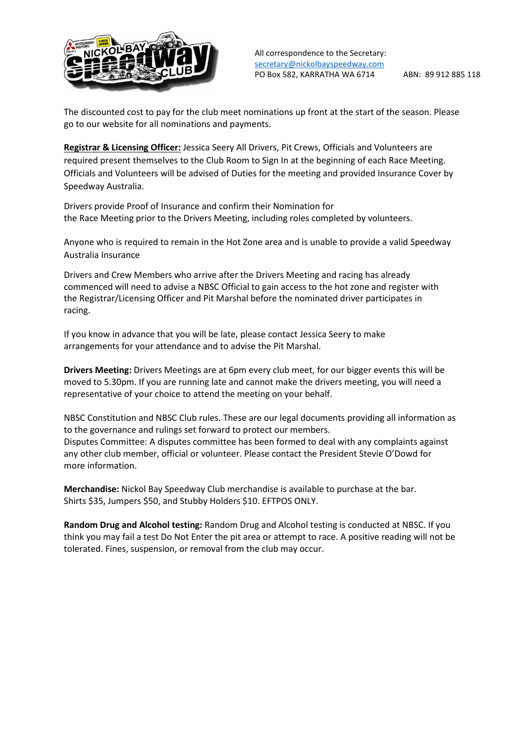All correspondence to the Secretary:
secretary@nickolbayspeedway.com
PO Box 582, KARRATHA WA 6714 ABN: 89 912 885 118

The discounted cost to pay for the club meet nominations up front at the start of the season. Please go to our website for all nominations and payments.

**Registrar & Licensing Officer:** Jessica Seery All Drivers, Pit Crews, Officials and Volunteers are required present themselves to the Club Room to Sign In at the beginning of each Race Meeting. Officials and Volunteers will be advised of Duties for the meeting and provided Insurance Cover by Speedway Australia.

Drivers provide Proof of Insurance and confirm their Nomination for the Race Meeting prior to the Drivers Meeting, including roles completed by volunteers.

Anyone who is required to remain in the Hot Zone area and is unable to provide a valid Speedway Australia Insurance

Drivers and Crew Members who arrive after the Drivers Meeting and racing has already commenced will need to advise a NBSC Official to gain access to the hot zone and register with the Registrar/Licensing Officer and Pit Marshal before the nominated driver participates in racing.

If you know in advance that you will be late, please contact Jessica Seery to make arrangements for your attendance and to advise the Pit Marshal.

**Drivers Meeting:** Drivers Meetings are at 6pm every club meet, for our bigger events this will be moved to 5.30pm. If you are running late and cannot make the drivers meeting, you will need a representative of your choice to attend the meeting on your behalf.

NBSC Constitution and NBSC Club rules. These are our legal documents providing all information as to the governance and rulings set forward to protect our members.
Disputes Committee: A disputes committee has been formed to deal with any complaints against any other club member, official or volunteer. Please contact the President Stevie O'Dowd for more information.

**Merchandise:** Nickol Bay Speedway Club merchandise is available to purchase at the bar. Shirts $35, Jumpers $50, and Stubby Holders $10. EFTPOS ONLY.

**Random Drug and Alcohol testing:** Random Drug and Alcohol testing is conducted at NBSC. If you think you may fail a test Do Not Enter the pit area or attempt to race. A positive reading will not be tolerated. Fines, suspension, or removal from the club may occur.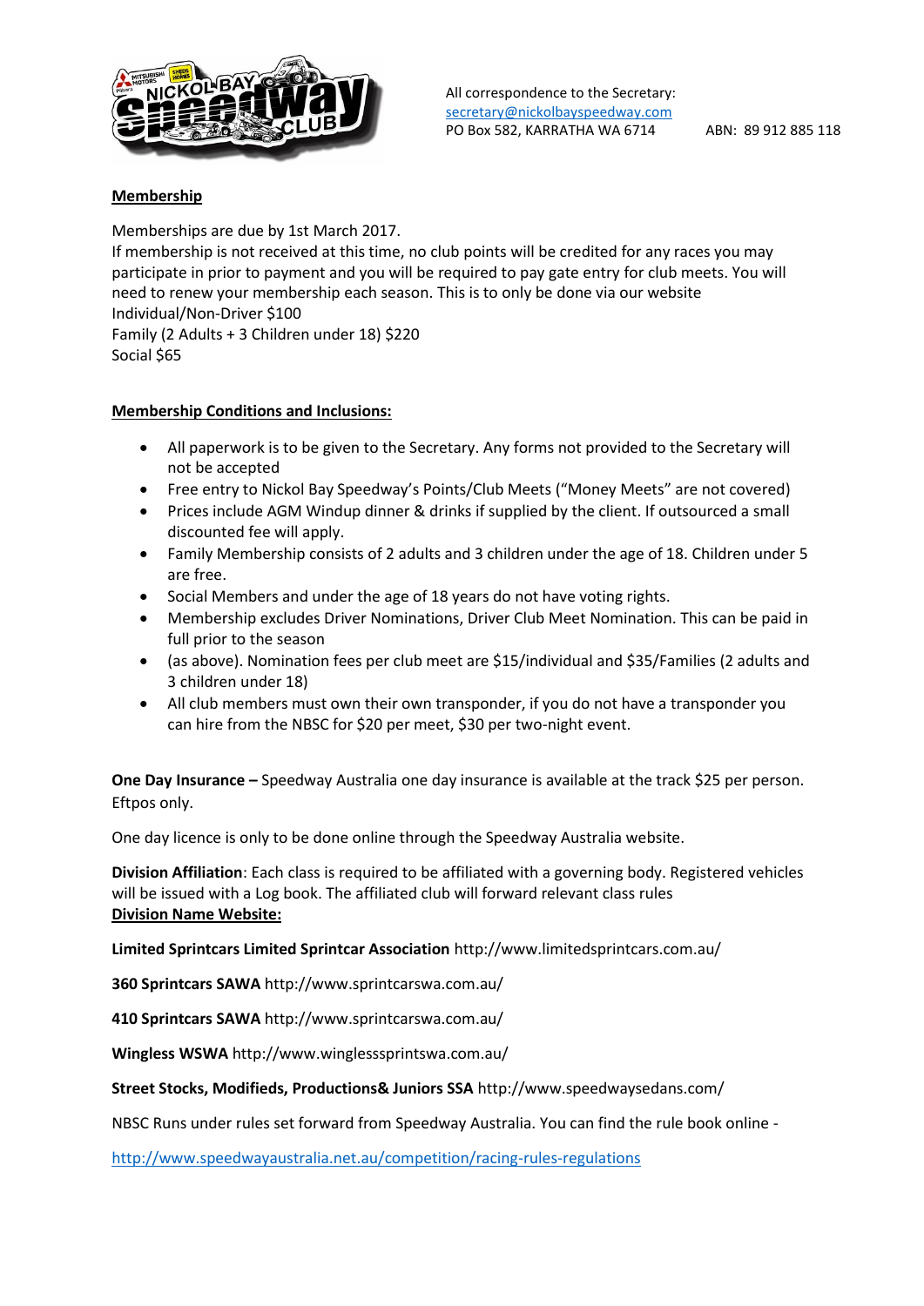All correspondence to the Secretary:
secretary@nickolbayspeedway.com
PO Box 582, KARRATHA WA 6714 ABN: 89 912 885 118

**Membership**

Memberships are due by 1st March 2017.
If membership is not received at this time, no club points will be credited for any races you may participate in prior to payment and you will be required to pay gate entry for club meets. You will need to renew your membership each season. This is to only be done via our website
Individual/Non-Driver $100
Family (2 Adults + 3 Children under 18) $220
Social $65

**Membership Conditions and Inclusions:**

- All paperwork is to be given to the Secretary. Any forms not provided to the Secretary will not be accepted
- Free entry to Nickol Bay Speedway's Points/Club Meets ("Money Meets" are not covered)
- Prices include AGM Windup dinner & drinks if supplied by the client. If outsourced a small discounted fee will apply.
- Family Membership consists of 2 adults and 3 children under the age of 18. Children under 5 are free.
- Social Members and under the age of 18 years do not have voting rights.
- Membership excludes Driver Nominations, Driver Club Meet Nomination. This can be paid in full prior to the season
- (as above). Nomination fees per club meet are $15/individual and $35/Families (2 adults and 3 children under 18)
- All club members must own their own transponder, if you do not have a transponder you can hire from the NBSC for $20 per meet, $30 per two-night event.

**One Day Insurance –** Speedway Australia one day insurance is available at the track $25 per person. Eftpos only.

One day licence is only to be done online through the Speedway Australia website.

**Division Affiliation**: Each class is required to be affiliated with a governing body. Registered vehicles will be issued with a Log book. The affiliated club will forward relevant class rules

**Division Name Website:**

**Limited Sprintcars Limited Sprintcar Association** http://www.limitedsprintcars.com.au/

**360 Sprintcars SAWA** http://www.sprintcarswa.com.au/

**410 Sprintcars SAWA** http://www.sprintcarswa.com.au/

**Wingless WSWA** http://www.winglesssprintswa.com.au/

**Street Stocks, Modifieds, Productions& Juniors SSA** http://www.speedwaysedans.com/

NBSC Runs under rules set forward from Speedway Australia. You can find the rule book online -

http://www.speedwayaustralia.net.au/competition/racing-rules-regulations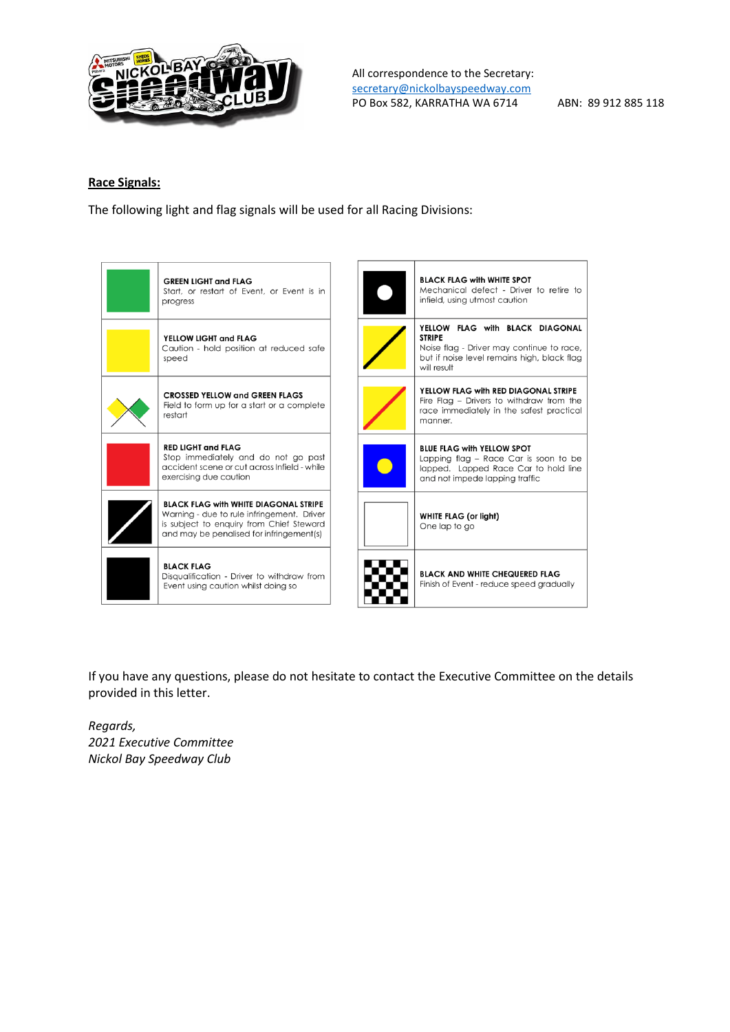All correspondence to the Secretary:
secretary@nickolbayspeedway.com
PO Box 582, KARRATHA WA 6714 ABN: 89 912 885 118

**Race Signals:**

The following light and flag signals will be used for all Racing Divisions:

| | |
|---|---|
| **GREEN LIGHT and FLAG** | Start, or restart of Event, or Event is in progress |
| **YELLOW LIGHT and FLAG** | Caution - hold position at reduced safe speed |
| **CROSSED YELLOW and GREEN FLAGS** | Field to form up for a start or a complete restart |
| **RED LIGHT and FLAG** | Stop immediately and do not go past accident scene or cut across Infield - while exercising due caution |
| **BLACK FLAG with WHITE DIAGONAL STRIPE** | Warning - due to rule infringement. Driver is subject to enquiry from Chief Steward and may be penalised for infringement(s) |
| **BLACK FLAG** | Disqualification - Driver to withdraw from Event using caution whilst doing so |
| **BLACK FLAG with WHITE SPOT** | Mechanical defect - Driver to retire to infield, using utmost caution |
| **YELLOW FLAG with BLACK DIAGONAL STRIPE** | Noise flag - Driver may continue to race, but if noise level remains high, black flag will result |
| **YELLOW FLAG with RED DIAGONAL STRIPE** | Fire Flag – Drivers to withdraw from the race immediately in the safest practical manner. |
| **BLUE FLAG with YELLOW SPOT** | Lapping flag – Race Car is soon to be lapped. Lapped Race Car to hold line and not impede lapping traffic |
| **WHITE FLAG (or light)** | One lap to go |
| **BLACK AND WHITE CHEQUERED FLAG** | Finish of Event - reduce speed gradually |

If you have any questions, please do not hesitate to contact the Executive Committee on the details provided in this letter.

*Regards,*
*2021 Executive Committee*
*Nickol Bay Speedway Club*